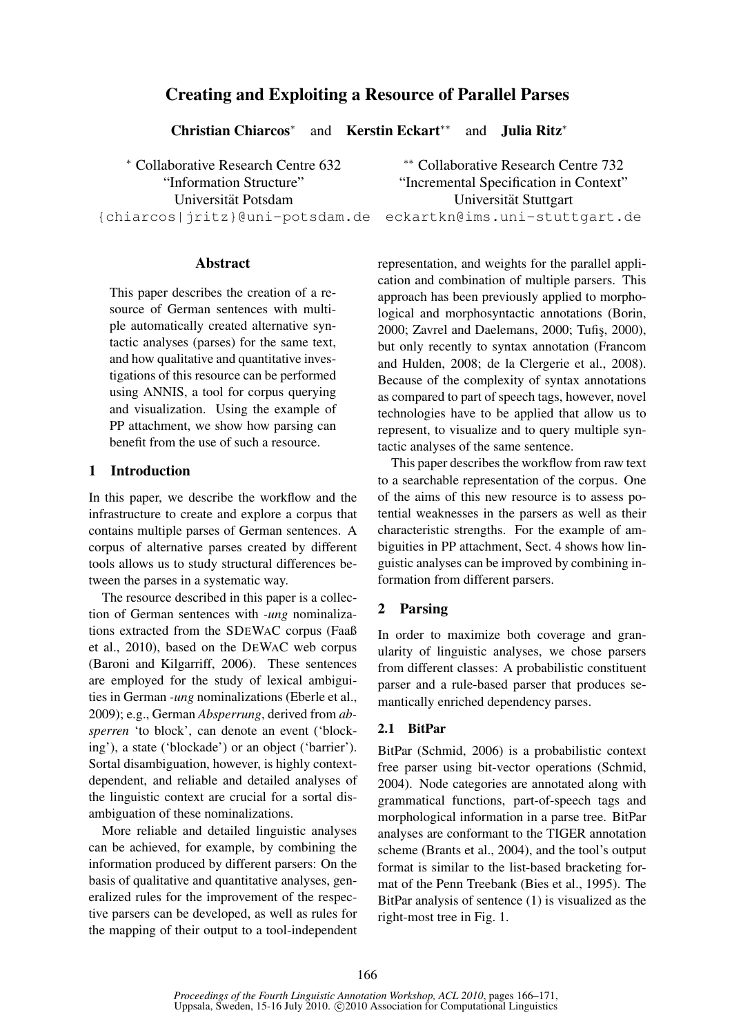# Creating and Exploiting a Resource of Parallel Parses

**Christian Chiarcos**[*] and **Kerstin Eckart**[**] and **Julia Ritz**[*]

[*] Collaborative Research Centre 632 "Information Structure" Universität Potsdam
{chiarcos|jritz}@uni-potsdam.de

[**] Collaborative Research Centre 732 "Incremental Specification in Context" Universität Stuttgart
eckartkn@ims.uni-stuttgart.de

## Abstract

This paper describes the creation of a resource of German sentences with multiple automatically created alternative syntactic analyses (parses) for the same text, and how qualitative and quantitative investigations of this resource can be performed using ANNIS, a tool for corpus querying and visualization. Using the example of PP attachment, we show how parsing can benefit from the use of such a resource.

## 1 Introduction

In this paper, we describe the workflow and the infrastructure to create and explore a corpus that contains multiple parses of German sentences. A corpus of alternative parses created by different tools allows us to study structural differences between the parses in a systematic way.

The resource described in this paper is a collection of German sentences with *-ung* nominalizations extracted from the SDEWAC corpus (Faaß et al., 2010), based on the DEWAC web corpus (Baroni and Kilgarriff, 2006). These sentences are employed for the study of lexical ambiguities in German *-ung* nominalizations (Eberle et al., 2009); e.g., German *Absperrung*, derived from *absperren* 'to block', can denote an event ('blocking'), a state ('blockade') or an object ('barrier'). Sortal disambiguation, however, is highly context-dependent, and reliable and detailed analyses of the linguistic context are crucial for a sortal disambiguation of these nominalizations.

More reliable and detailed linguistic analyses can be achieved, for example, by combining the information produced by different parsers: On the basis of qualitative and quantitative analyses, generalized rules for the improvement of the respective parsers can be developed, as well as rules for the mapping of their output to a tool-independent representation, and weights for the parallel application and combination of multiple parsers. This approach has been previously applied to morphological and morphosyntactic annotations (Borin, 2000; Zavrel and Daelemans, 2000; Tufiş, 2000), but only recently to syntax annotation (Francom and Hulden, 2008; de la Clergerie et al., 2008). Because of the complexity of syntax annotations as compared to part of speech tags, however, novel technologies have to be applied that allow us to represent, to visualize and to query multiple syntactic analyses of the same sentence.

This paper describes the workflow from raw text to a searchable representation of the corpus. One of the aims of this new resource is to assess potential weaknesses in the parsers as well as their characteristic strengths. For the example of ambiguities in PP attachment, Sect. 4 shows how linguistic analyses can be improved by combining information from different parsers.

## 2 Parsing

In order to maximize both coverage and granularity of linguistic analyses, we chose parsers from different classes: A probabilistic constituent parser and a rule-based parser that produces semantically enriched dependency parses.

### 2.1 BitPar

BitPar (Schmid, 2006) is a probabilistic context free parser using bit-vector operations (Schmid, 2004). Node categories are annotated along with grammatical functions, part-of-speech tags and morphological information in a parse tree. BitPar analyses are conformant to the TIGER annotation scheme (Brants et al., 2004), and the tool's output format is similar to the list-based bracketing format of the Penn Treebank (Bies et al., 1995). The BitPar analysis of sentence (1) is visualized as the right-most tree in Fig. 1.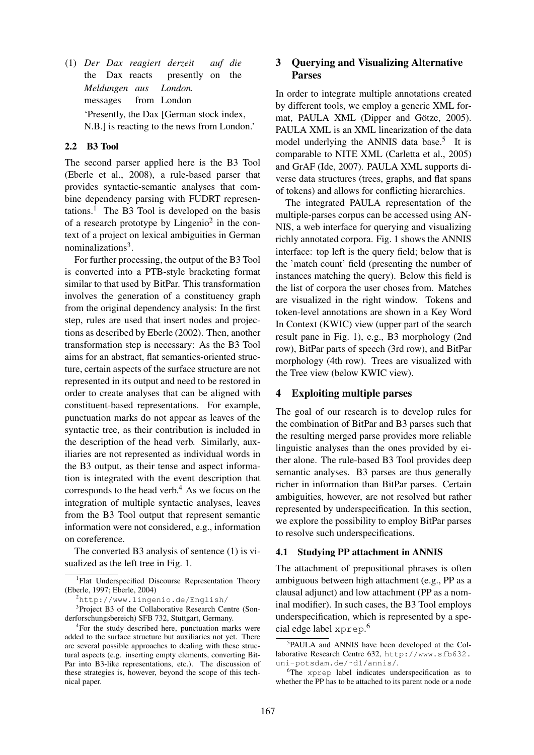(1) *Der Dax reagiert derzeit auf die Meldungen aus London.*
the Dax reacts presently on the messages from London
'Presently, the Dax [German stock index, N.B.] is reacting to the news from London.'

### 2.2 B3 Tool

The second parser applied here is the B3 Tool (Eberle et al., 2008), a rule-based parser that provides syntactic-semantic analyses that combine dependency parsing with FUDRT representations.[1] The B3 Tool is developed on the basis of a research prototype by Lingenio[2] in the context of a project on lexical ambiguities in German nominalizations[3].

For further processing, the output of the B3 Tool is converted into a PTB-style bracketing format similar to that used by BitPar. This transformation involves the generation of a constituency graph from the original dependency analysis: In the first step, rules are used that insert nodes and projections as described by Eberle (2002). Then, another transformation step is necessary: As the B3 Tool aims for an abstract, flat semantics-oriented structure, certain aspects of the surface structure are not represented in its output and need to be restored in order to create analyses that can be aligned with constituent-based representations. For example, punctuation marks do not appear as leaves of the syntactic tree, as their contribution is included in the description of the head verb. Similarly, auxiliaries are not represented as individual words in the B3 output, as their tense and aspect information is integrated with the event description that corresponds to the head verb.[4] As we focus on the integration of multiple syntactic analyses, leaves from the B3 Tool output that represent semantic information were not considered, e.g., information on coreference.

The converted B3 analysis of sentence (1) is visualized as the left tree in Fig. 1.

[1] Flat Underspecified Discourse Representation Theory (Eberle, 1997; Eberle, 2004)

[2] http://www.lingenio.de/English/

[3] Project B3 of the Collaborative Research Centre (Sonderforschungsbereich) SFB 732, Stuttgart, Germany.

[4] For the study described here, punctuation marks were added to the surface structure but auxiliaries not yet. There are several possible approaches to dealing with these structural aspects (e.g. inserting empty elements, converting BitPar into B3-like representations, etc.). The discussion of these strategies is, however, beyond the scope of this technical paper.

## 3 Querying and Visualizing Alternative Parses

In order to integrate multiple annotations created by different tools, we employ a generic XML format, PAULA XML (Dipper and Götze, 2005). PAULA XML is an XML linearization of the data model underlying the ANNIS data base.[5] It is comparable to NITE XML (Carletta et al., 2005) and GrAF (Ide, 2007). PAULA XML supports diverse data structures (trees, graphs, and flat spans of tokens) and allows for conflicting hierarchies.

The integrated PAULA representation of the multiple-parses corpus can be accessed using ANNIS, a web interface for querying and visualizing richly annotated corpora. Fig. 1 shows the ANNIS interface: top left is the query field; below that is the 'match count' field (presenting the number of instances matching the query). Below this field is the list of corpora the user choses from. Matches are visualized in the right window. Tokens and token-level annotations are shown in a Key Word In Context (KWIC) view (upper part of the search result pane in Fig. 1), e.g., B3 morphology (2nd row), BitPar parts of speech (3rd row), and BitPar morphology (4th row). Trees are visualized with the Tree view (below KWIC view).

## 4 Exploiting multiple parses

The goal of our research is to develop rules for the combination of BitPar and B3 parses such that the resulting merged parse provides more reliable linguistic analyses than the ones provided by either alone. The rule-based B3 Tool provides deep semantic analyses. B3 parses are thus generally richer in information than BitPar parses. Certain ambiguities, however, are not resolved but rather represented by underspecification. In this section, we explore the possibility to employ BitPar parses to resolve such underspecifications.

### 4.1 Studying PP attachment in ANNIS

The attachment of prepositional phrases is often ambiguous between high attachment (e.g., PP as a clausal adjunct) and low attachment (PP as a nominal modifier). In such cases, the B3 Tool employs underspecification, which is represented by a special edge label `xprep`.[6]

[5] PAULA and ANNIS have been developed at the Collaborative Research Centre 632, http://www.sfb632.uni-potsdam.de/~d1/annis/.

[6] The `xprep` label indicates underspecification as to whether the PP has to be attached to its parent node or a node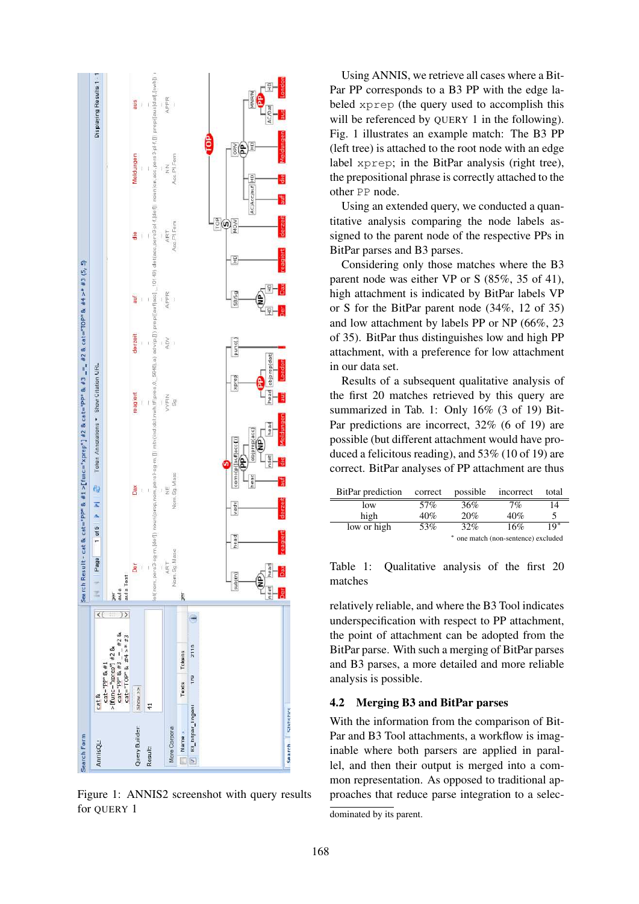Figure 1: ANNIS2 screenshot with query results for QUERY 1

Using ANNIS, we retrieve all cases where a BitPar PP corresponds to a B3 PP with the edge labeled `xprep` (the query used to accomplish this will be referenced by QUERY 1 in the following). Fig. 1 illustrates an example match: The B3 PP (left tree) is attached to the root node with an edge label `xprep`; in the BitPar analysis (right tree), the prepositional phrase is correctly attached to the other `PP` node.

Using an extended query, we conducted a quantitative analysis comparing the node labels assigned to the parent node of the respective PPs in BitPar parses and B3 parses.

Considering only those matches where the B3 parent node was either VP or S (85%, 35 of 41), high attachment is indicated by BitPar labels VP or S for the BitPar parent node (34%, 12 of 35) and low attachment by labels PP or NP (66%, 23 of 35). BitPar thus distinguishes low and high PP attachment, with a preference for low attachment in our data set.

Results of a subsequent qualitative analysis of the first 20 matches retrieved by this query are summarized in Tab. 1: Only 16% (3 of 19) BitPar predictions are incorrect, 32% (6 of 19) are possible (but different attachment would have produced a felicitous reading), and 53% (10 of 19) are correct. BitPar analyses of PP attachment are thus

| BitPar prediction | correct | possible | incorrect | total |
|---|---|---|---|---|
| low | 57% | 36% | 7% | 14 |
| high | 40% | 20% | 40% | 5 |
| low or high | 53% | 32% | 16% | 19* |

\* one match (non-sentence) excluded

Table 1: Qualitative analysis of the first 20 matches

relatively reliable, and where the B3 Tool indicates underspecification with respect to PP attachment, the point of attachment can be adopted from the BitPar parse. With such a merging of BitPar parses and B3 parses, a more detailed and more reliable analysis is possible.

## 4.2 Merging B3 and BitPar parses

With the information from the comparison of BitPar and B3 Tool attachments, a workflow is imaginable where both parsers are applied in parallel, and then their output is merged into a common representation. As opposed to traditional approaches that reduce parse integration to a selec-

dominated by its parent.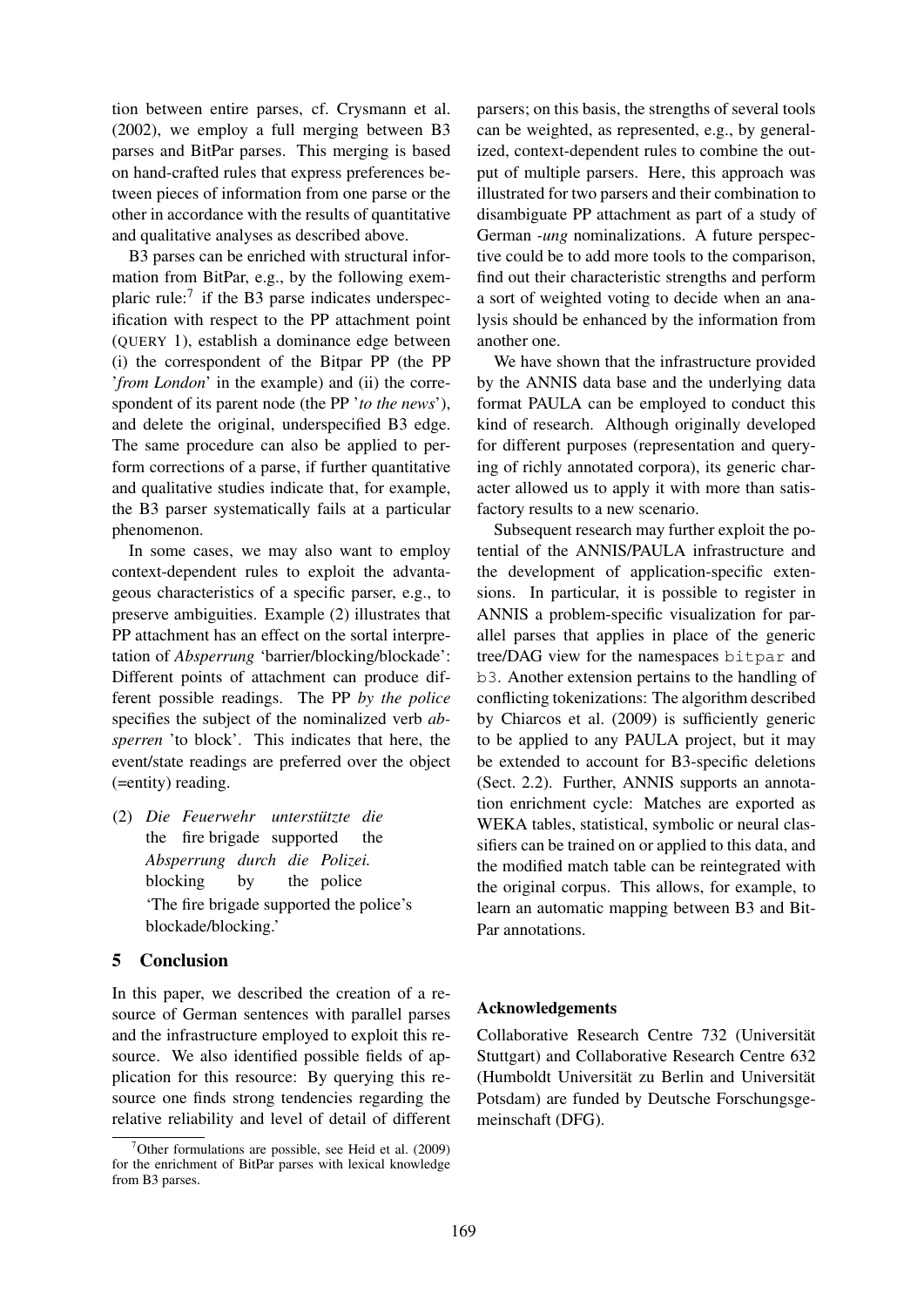tion between entire parses, cf. Crysmann et al. (2002), we employ a full merging between B3 parses and BitPar parses. This merging is based on hand-crafted rules that express preferences between pieces of information from one parse or the other in accordance with the results of quantitative and qualitative analyses as described above.

B3 parses can be enriched with structural information from BitPar, e.g., by the following exemplaric rule:[7] if the B3 parse indicates underspecification with respect to the PP attachment point (QUERY 1), establish a dominance edge between (i) the correspondent of the Bitpar PP (the PP '*from London*' in the example) and (ii) the correspondent of its parent node (the PP '*to the news*'), and delete the original, underspecified B3 edge. The same procedure can also be applied to perform corrections of a parse, if further quantitative and qualitative studies indicate that, for example, the B3 parser systematically fails at a particular phenomenon.

In some cases, we may also want to employ context-dependent rules to exploit the advantageous characteristics of a specific parser, e.g., to preserve ambiguities. Example (2) illustrates that PP attachment has an effect on the sortal interpretation of *Absperrung* 'barrier/blocking/blockade': Different points of attachment can produce different possible readings. The PP *by the police* specifies the subject of the nominalized verb *absperren* 'to block'. This indicates that here, the event/state readings are preferred over the object (=entity) reading.

(2) *Die Feuerwehr unterstützte die Absperrung durch die Polizei.*
the fire brigade supported the blocking by the police
'The fire brigade supported the police's blockade/blocking.'

## 5 Conclusion

In this paper, we described the creation of a resource of German sentences with parallel parses and the infrastructure employed to exploit this resource. We also identified possible fields of application for this resource: By querying this resource one finds strong tendencies regarding the relative reliability and level of detail of different parsers; on this basis, the strengths of several tools can be weighted, as represented, e.g., by generalized, context-dependent rules to combine the output of multiple parsers. Here, this approach was illustrated for two parsers and their combination to disambiguate PP attachment as part of a study of German *-ung* nominalizations. A future perspective could be to add more tools to the comparison, find out their characteristic strengths and perform a sort of weighted voting to decide when an analysis should be enhanced by the information from another one.

We have shown that the infrastructure provided by the ANNIS data base and the underlying data format PAULA can be employed to conduct this kind of research. Although originally developed for different purposes (representation and querying of richly annotated corpora), its generic character allowed us to apply it with more than satisfactory results to a new scenario.

Subsequent research may further exploit the potential of the ANNIS/PAULA infrastructure and the development of application-specific extensions. In particular, it is possible to register in ANNIS a problem-specific visualization for parallel parses that applies in place of the generic tree/DAG view for the namespaces `bitpar` and `b3`. Another extension pertains to the handling of conflicting tokenizations: The algorithm described by Chiarcos et al. (2009) is sufficiently generic to be applied to any PAULA project, but it may be extended to account for B3-specific deletions (Sect. 2.2). Further, ANNIS supports an annotation enrichment cycle: Matches are exported as WEKA tables, statistical, symbolic or neural classifiers can be trained on or applied to this data, and the modified match table can be reintegrated with the original corpus. This allows, for example, to learn an automatic mapping between B3 and BitPar annotations.

### Acknowledgements

Collaborative Research Centre 732 (Universität Stuttgart) and Collaborative Research Centre 632 (Humboldt Universität zu Berlin and Universität Potsdam) are funded by Deutsche Forschungsgemeinschaft (DFG).

[7] Other formulations are possible, see Heid et al. (2009) for the enrichment of BitPar parses with lexical knowledge from B3 parses.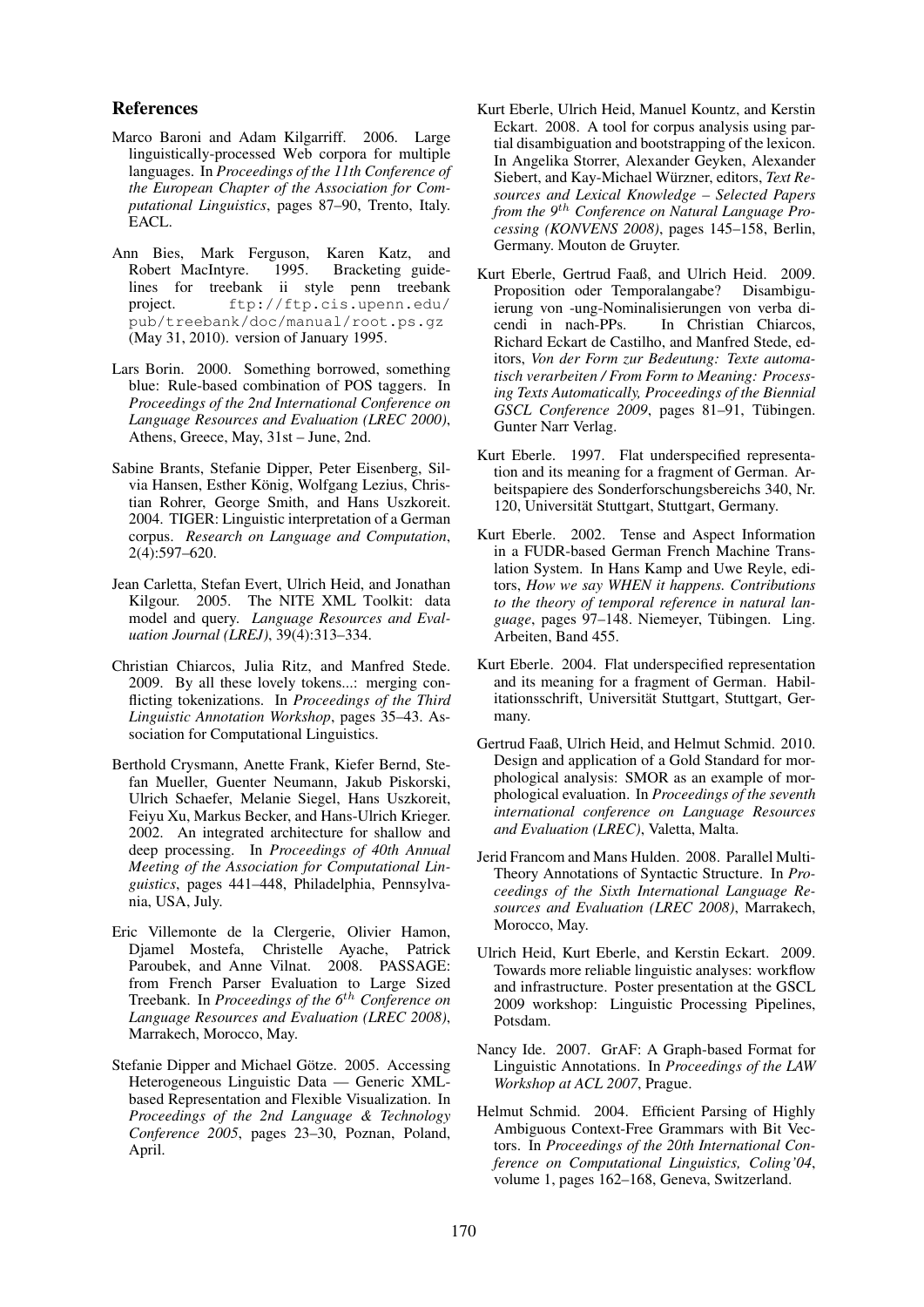## References

Marco Baroni and Adam Kilgarriff. 2006. Large linguistically-processed Web corpora for multiple languages. In *Proceedings of the 11th Conference of the European Chapter of the Association for Computational Linguistics*, pages 87–90, Trento, Italy. EACL.

Ann Bies, Mark Ferguson, Karen Katz, and Robert MacIntyre. 1995. Bracketing guidelines for treebank ii style penn treebank project. `ftp://ftp.cis.upenn.edu/pub/treebank/doc/manual/root.ps.gz` (May 31, 2010). version of January 1995.

Lars Borin. 2000. Something borrowed, something blue: Rule-based combination of POS taggers. In *Proceedings of the 2nd International Conference on Language Resources and Evaluation (LREC 2000)*, Athens, Greece, May, 31st – June, 2nd.

Sabine Brants, Stefanie Dipper, Peter Eisenberg, Silvia Hansen, Esther König, Wolfgang Lezius, Christian Rohrer, George Smith, and Hans Uszkoreit. 2004. TIGER: Linguistic interpretation of a German corpus. *Research on Language and Computation*, 2(4):597–620.

Jean Carletta, Stefan Evert, Ulrich Heid, and Jonathan Kilgour. 2005. The NITE XML Toolkit: data model and query. *Language Resources and Evaluation Journal (LREJ)*, 39(4):313–334.

Christian Chiarcos, Julia Ritz, and Manfred Stede. 2009. By all these lovely tokens...: merging conflicting tokenizations. In *Proceedings of the Third Linguistic Annotation Workshop*, pages 35–43. Association for Computational Linguistics.

Berthold Crysmann, Anette Frank, Kiefer Bernd, Stefan Mueller, Guenter Neumann, Jakub Piskorski, Ulrich Schaefer, Melanie Siegel, Hans Uszkoreit, Feiyu Xu, Markus Becker, and Hans-Ulrich Krieger. 2002. An integrated architecture for shallow and deep processing. In *Proceedings of 40th Annual Meeting of the Association for Computational Linguistics*, pages 441–448, Philadelphia, Pennsylvania, USA, July.

Eric Villemonte de la Clergerie, Olivier Hamon, Djamel Mostefa, Christelle Ayache, Patrick Paroubek, and Anne Vilnat. 2008. PASSAGE: from French Parser Evaluation to Large Sized Treebank. In *Proceedings of the 6$^{th}$ Conference on Language Resources and Evaluation (LREC 2008)*, Marrakech, Morocco, May.

Stefanie Dipper and Michael Götze. 2005. Accessing Heterogeneous Linguistic Data — Generic XML-based Representation and Flexible Visualization. In *Proceedings of the 2nd Language & Technology Conference 2005*, pages 23–30, Poznan, Poland, April.

Kurt Eberle, Ulrich Heid, Manuel Kountz, and Kerstin Eckart. 2008. A tool for corpus analysis using partial disambiguation and bootstrapping of the lexicon. In Angelika Storrer, Alexander Geyken, Alexander Siebert, and Kay-Michael Würzner, editors, *Text Resources and Lexical Knowledge – Selected Papers from the 9$^{th}$ Conference on Natural Language Processing (KONVENS 2008)*, pages 145–158, Berlin, Germany. Mouton de Gruyter.

Kurt Eberle, Gertrud Faaß, and Ulrich Heid. 2009. Proposition oder Temporalangabe? Disambiguierung von -ung-Nominalisierungen von verba dicendi in nach-PPs. In Christian Chiarcos, Richard Eckart de Castilho, and Manfred Stede, editors, *Von der Form zur Bedeutung: Texte automatisch verarbeiten / From Form to Meaning: Processing Texts Automatically, Proceedings of the Biennial GSCL Conference 2009*, pages 81–91, Tübingen. Gunter Narr Verlag.

Kurt Eberle. 1997. Flat underspecified representation and its meaning for a fragment of German. Arbeitspapiere des Sonderforschungsbereichs 340, Nr. 120, Universität Stuttgart, Stuttgart, Germany.

Kurt Eberle. 2002. Tense and Aspect Information in a FUDR-based German French Machine Translation System. In Hans Kamp and Uwe Reyle, editors, *How we say WHEN it happens. Contributions to the theory of temporal reference in natural language*, pages 97–148. Niemeyer, Tübingen. Ling. Arbeiten, Band 455.

Kurt Eberle. 2004. Flat underspecified representation and its meaning for a fragment of German. Habilitationsschrift, Universität Stuttgart, Stuttgart, Germany.

Gertrud Faaß, Ulrich Heid, and Helmut Schmid. 2010. Design and application of a Gold Standard for morphological analysis: SMOR as an example of morphological evaluation. In *Proceedings of the seventh international conference on Language Resources and Evaluation (LREC)*, Valetta, Malta.

Jerid Francom and Mans Hulden. 2008. Parallel Multi-Theory Annotations of Syntactic Structure. In *Proceedings of the Sixth International Language Resources and Evaluation (LREC 2008)*, Marrakech, Morocco, May.

Ulrich Heid, Kurt Eberle, and Kerstin Eckart. 2009. Towards more reliable linguistic analyses: workflow and infrastructure. Poster presentation at the GSCL 2009 workshop: Linguistic Processing Pipelines, Potsdam.

Nancy Ide. 2007. GrAF: A Graph-based Format for Linguistic Annotations. In *Proceedings of the LAW Workshop at ACL 2007*, Prague.

Helmut Schmid. 2004. Efficient Parsing of Highly Ambiguous Context-Free Grammars with Bit Vectors. In *Proceedings of the 20th International Conference on Computational Linguistics, Coling'04*, volume 1, pages 162–168, Geneva, Switzerland.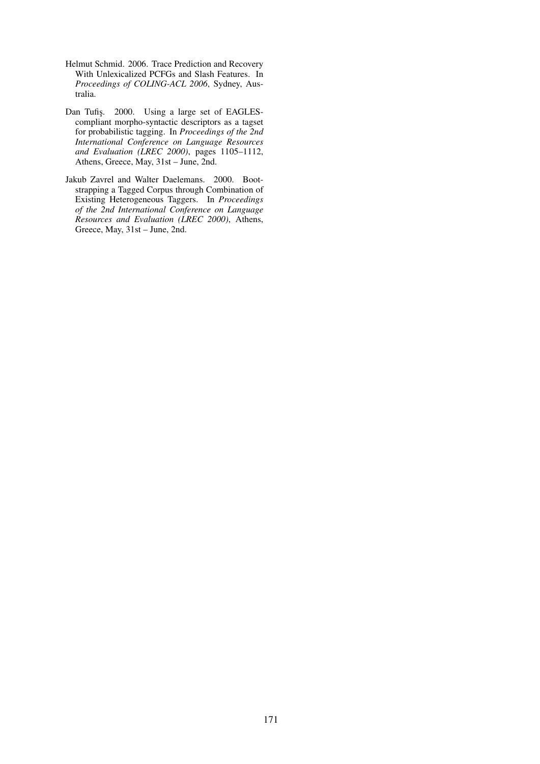Helmut Schmid. 2006. Trace Prediction and Recovery With Unlexicalized PCFGs and Slash Features. In *Proceedings of COLING-ACL 2006*, Sydney, Australia.

Dan Tufiş. 2000. Using a large set of EAGLES-compliant morpho-syntactic descriptors as a tagset for probabilistic tagging. In *Proceedings of the 2nd International Conference on Language Resources and Evaluation (LREC 2000)*, pages 1105–1112, Athens, Greece, May, 31st – June, 2nd.

Jakub Zavrel and Walter Daelemans. 2000. Bootstrapping a Tagged Corpus through Combination of Existing Heterogeneous Taggers. In *Proceedings of the 2nd International Conference on Language Resources and Evaluation (LREC 2000)*, Athens, Greece, May, 31st – June, 2nd.